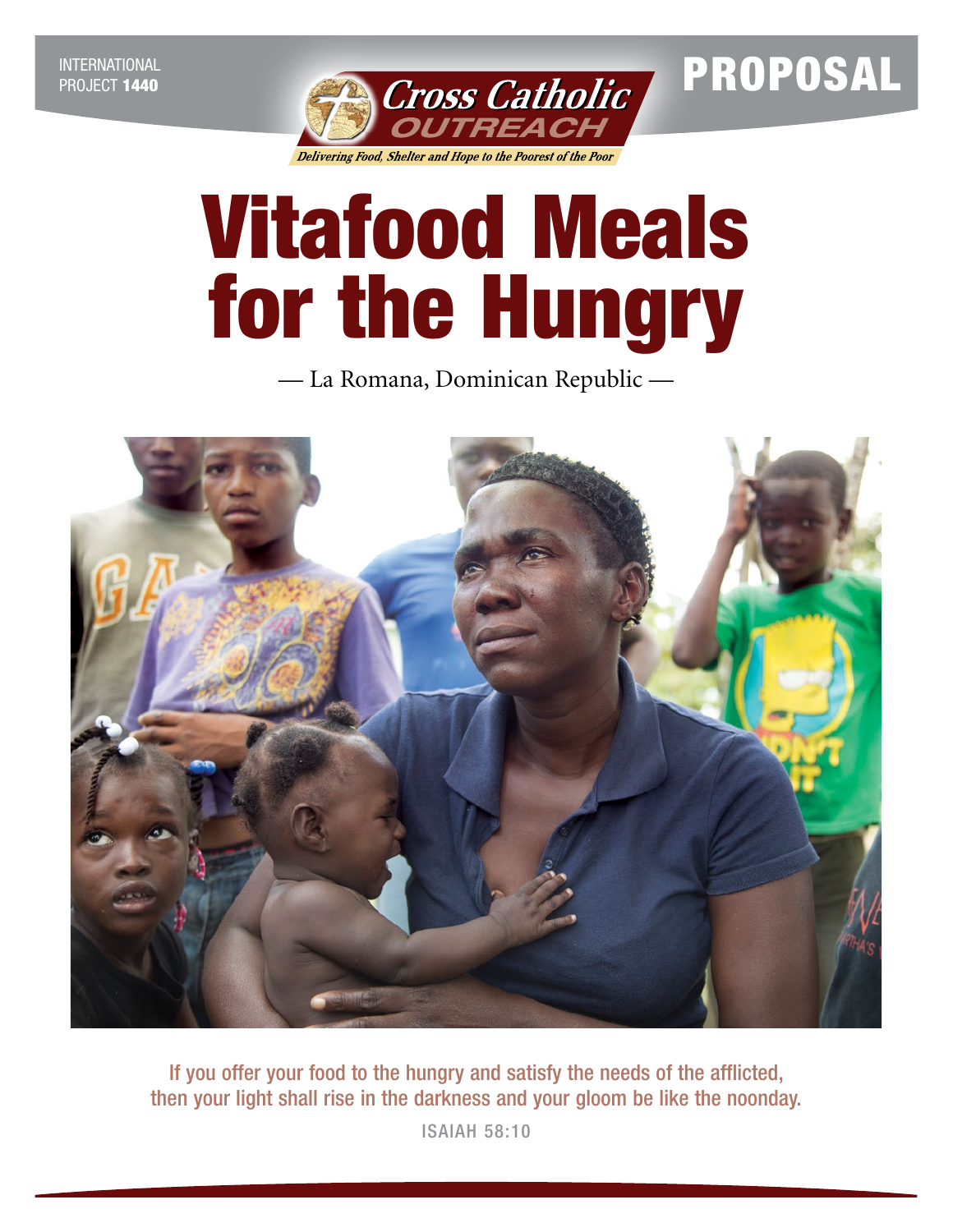INTERNATIONAL
PROJECT **1440**

**Cross Catholic OUTREACH**

*Delivering Food, Shelter and Hope to the Poorest of the Poor*

**PROPOSAL**

# Vitafood Meals for the Hungry

— La Romana, Dominican Republic —

If you offer your food to the hungry and satisfy the needs of the afflicted, then your light shall rise in the darkness and your gloom be like the noonday.

**ISAIAH 58:10**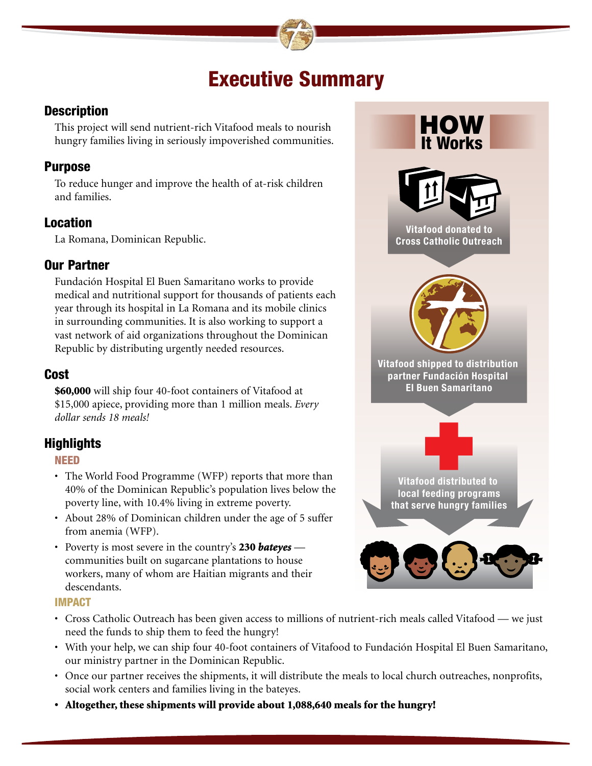# Executive Summary

## Description

This project will send nutrient-rich Vitafood meals to nourish hungry families living in seriously impoverished communities.

## Purpose

To reduce hunger and improve the health of at-risk children and families.

## Location

La Romana, Dominican Republic.

## Our Partner

Fundación Hospital El Buen Samaritano works to provide medical and nutritional support for thousands of patients each year through its hospital in La Romana and its mobile clinics in surrounding communities. It is also working to support a vast network of aid organizations throughout the Dominican Republic by distributing urgently needed resources.

## Cost

**$60,000** will ship four 40-foot containers of Vitafood at $15,000 apiece, providing more than 1 million meals. *Every dollar sends 18 meals!*

## Highlights

### NEED

- The World Food Programme (WFP) reports that more than 40% of the Dominican Republic's population lives below the poverty line, with 10.4% living in extreme poverty.
- About 28% of Dominican children under the age of 5 suffer from anemia (WFP).
- Poverty is most severe in the country's **230 *bateyes*** — communities built on sugarcane plantations to house workers, many of whom are Haitian migrants and their descendants.

### IMPACT

- Cross Catholic Outreach has been given access to millions of nutrient-rich meals called Vitafood — we just need the funds to ship them to feed the hungry!
- With your help, we can ship four 40-foot containers of Vitafood to Fundación Hospital El Buen Samaritano, our ministry partner in the Dominican Republic.
- Once our partner receives the shipments, it will distribute the meals to local church outreaches, nonprofits, social work centers and families living in the bateyes.
- **Altogether, these shipments will provide about 1,088,640 meals for the hungry!**

## HOW It Works

1. Vitafood donated to Cross Catholic Outreach
2. Vitafood shipped to distribution partner Fundación Hospital El Buen Samaritano
3. Vitafood distributed to local feeding programs that serve hungry families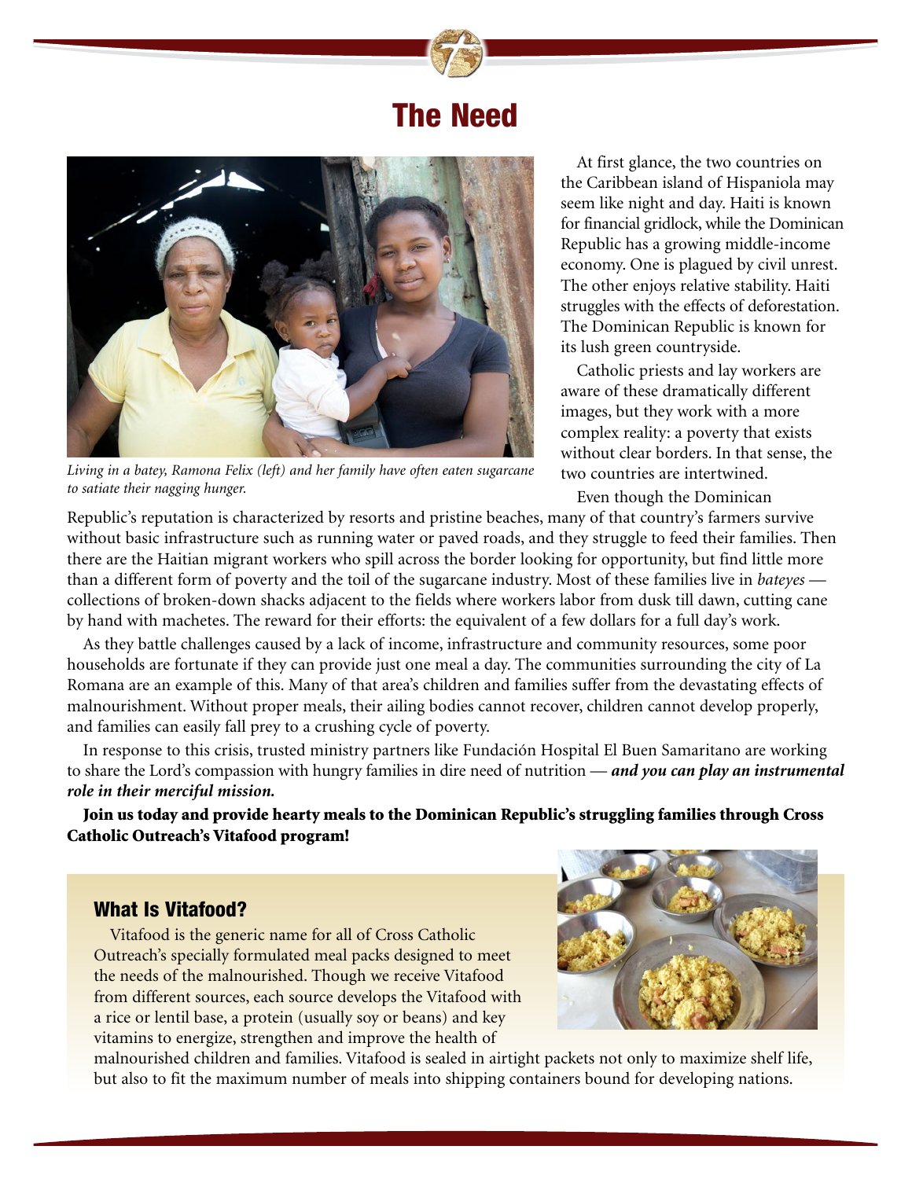# The Need

*Living in a batey, Ramona Felix (left) and her family have often eaten sugarcane to satiate their nagging hunger.*

At first glance, the two countries on the Caribbean island of Hispaniola may seem like night and day. Haiti is known for financial gridlock, while the Dominican Republic has a growing middle-income economy. One is plagued by civil unrest. The other enjoys relative stability. Haiti struggles with the effects of deforestation. The Dominican Republic is known for its lush green countryside.

Catholic priests and lay workers are aware of these dramatically different images, but they work with a more complex reality: a poverty that exists without clear borders. In that sense, the two countries are intertwined.

Even though the Dominican Republic's reputation is characterized by resorts and pristine beaches, many of that country's farmers survive without basic infrastructure such as running water or paved roads, and they struggle to feed their families. Then there are the Haitian migrant workers who spill across the border looking for opportunity, but find little more than a different form of poverty and the toil of the sugarcane industry. Most of these families live in *bateyes* — collections of broken-down shacks adjacent to the fields where workers labor from dusk till dawn, cutting cane by hand with machetes. The reward for their efforts: the equivalent of a few dollars for a full day's work.

As they battle challenges caused by a lack of income, infrastructure and community resources, some poor households are fortunate if they can provide just one meal a day. The communities surrounding the city of La Romana are an example of this. Many of that area's children and families suffer from the devastating effects of malnourishment. Without proper meals, their ailing bodies cannot recover, children cannot develop properly, and families can easily fall prey to a crushing cycle of poverty.

In response to this crisis, trusted ministry partners like Fundación Hospital El Buen Samaritano are working to share the Lord's compassion with hungry families in dire need of nutrition — ***and you can play an instrumental role in their merciful mission.***

**Join us today and provide hearty meals to the Dominican Republic's struggling families through Cross Catholic Outreach's Vitafood program!**

## What Is Vitafood?

Vitafood is the generic name for all of Cross Catholic Outreach's specially formulated meal packs designed to meet the needs of the malnourished. Though we receive Vitafood from different sources, each source develops the Vitafood with a rice or lentil base, a protein (usually soy or beans) and key vitamins to energize, strengthen and improve the health of malnourished children and families. Vitafood is sealed in airtight packets not only to maximize shelf life, but also to fit the maximum number of meals into shipping containers bound for developing nations.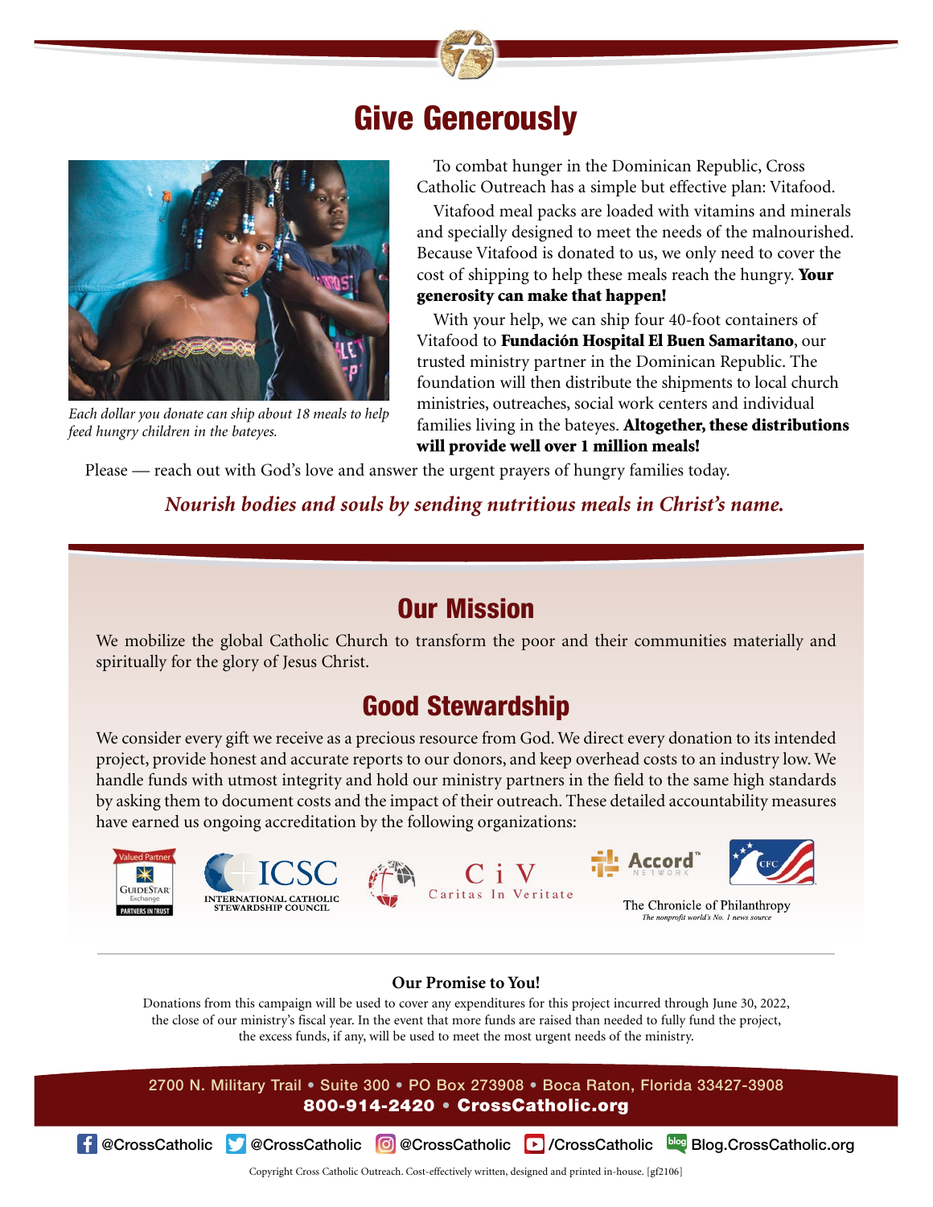# Give Generously

*Each dollar you donate can ship about 18 meals to help feed hungry children in the bateyes.*

To combat hunger in the Dominican Republic, Cross Catholic Outreach has a simple but effective plan: Vitafood.

Vitafood meal packs are loaded with vitamins and minerals and specially designed to meet the needs of the malnourished. Because Vitafood is donated to us, we only need to cover the cost of shipping to help these meals reach the hungry. **Your generosity can make that happen!**

With your help, we can ship four 40-foot containers of Vitafood to **Fundación Hospital El Buen Samaritano**, our trusted ministry partner in the Dominican Republic. The foundation will then distribute the shipments to local church ministries, outreaches, social work centers and individual families living in the bateyes. **Altogether, these distributions will provide well over 1 million meals!**

Please — reach out with God's love and answer the urgent prayers of hungry families today.

***Nourish bodies and souls by sending nutritious meals in Christ's name.***

## Our Mission

We mobilize the global Catholic Church to transform the poor and their communities materially and spiritually for the glory of Jesus Christ.

## Good Stewardship

We consider every gift we receive as a precious resource from God. We direct every donation to its intended project, provide honest and accurate reports to our donors, and keep overhead costs to an industry low. We handle funds with utmost integrity and hold our ministry partners in the field to the same high standards by asking them to document costs and the impact of their outreach. These detailed accountability measures have earned us ongoing accreditation by the following organizations:

Valued Partner GuideStar Exchange Partners in Trust • ICSC International Catholic Stewardship Council • CiV Caritas In Veritate • Accord Network • CFC • The Chronicle of Philanthropy — The nonprofit world's No. 1 news source

**Our Promise to You!**

Donations from this campaign will be used to cover any expenditures for this project incurred through June 30, 2022, the close of our ministry's fiscal year. In the event that more funds are raised than needed to fully fund the project, the excess funds, if any, will be used to meet the most urgent needs of the ministry.

2700 N. Military Trail • Suite 300 • PO Box 273908 • Boca Raton, Florida 33427-3908

**800-914-2420 • CrossCatholic.org**

@CrossCatholic @CrossCatholic @CrossCatholic /CrossCatholic Blog.CrossCatholic.org

Copyright Cross Catholic Outreach. Cost-effectively written, designed and printed in-house. [gf2106]